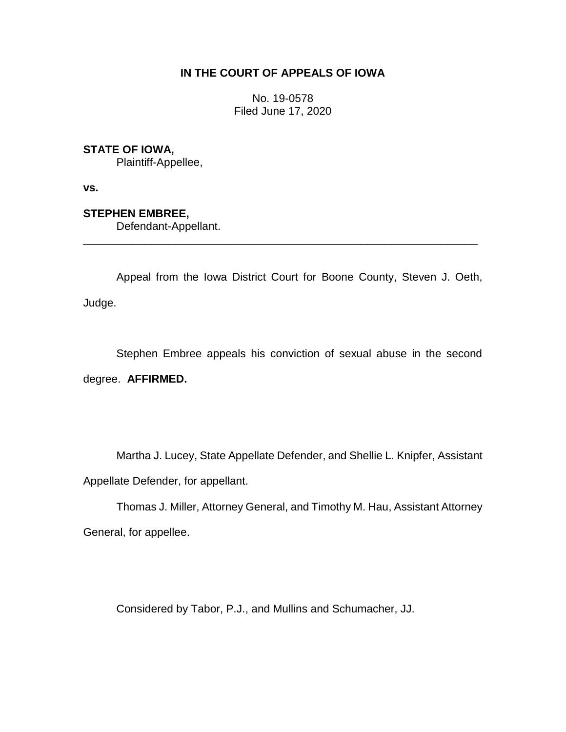**IN THE COURT OF APPEALS OF IOWA**

No. 19-0578
Filed June 17, 2020

**STATE OF IOWA,**
Plaintiff-Appellee,

**vs.**

**STEPHEN EMBREE,**
Defendant-Appellant.

---

Appeal from the Iowa District Court for Boone County, Steven J. Oeth, Judge.

Stephen Embree appeals his conviction of sexual abuse in the second degree. **AFFIRMED.**

Martha J. Lucey, State Appellate Defender, and Shellie L. Knipfer, Assistant Appellate Defender, for appellant.

Thomas J. Miller, Attorney General, and Timothy M. Hau, Assistant Attorney General, for appellee.

Considered by Tabor, P.J., and Mullins and Schumacher, JJ.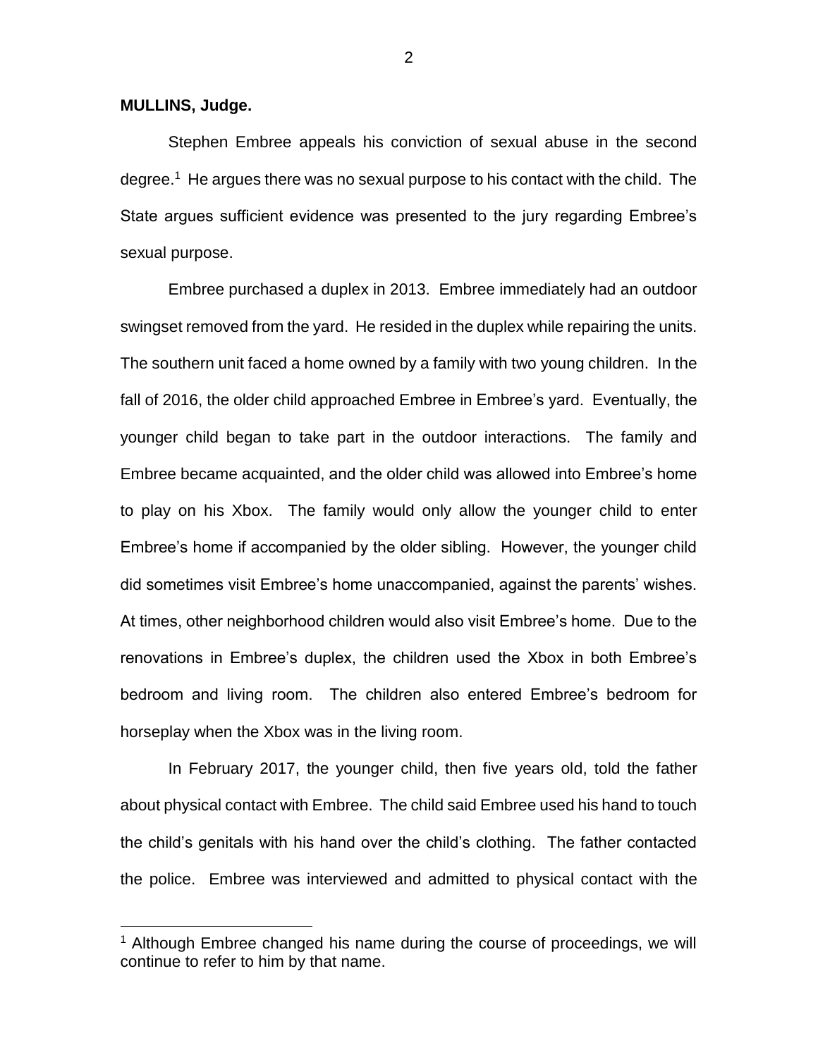**MULLINS, Judge.**

Stephen Embree appeals his conviction of sexual abuse in the second degree.[1] He argues there was no sexual purpose to his contact with the child. The State argues sufficient evidence was presented to the jury regarding Embree's sexual purpose.

Embree purchased a duplex in 2013. Embree immediately had an outdoor swingset removed from the yard. He resided in the duplex while repairing the units. The southern unit faced a home owned by a family with two young children. In the fall of 2016, the older child approached Embree in Embree's yard. Eventually, the younger child began to take part in the outdoor interactions. The family and Embree became acquainted, and the older child was allowed into Embree's home to play on his Xbox. The family would only allow the younger child to enter Embree's home if accompanied by the older sibling. However, the younger child did sometimes visit Embree's home unaccompanied, against the parents' wishes. At times, other neighborhood children would also visit Embree's home. Due to the renovations in Embree's duplex, the children used the Xbox in both Embree's bedroom and living room. The children also entered Embree's bedroom for horseplay when the Xbox was in the living room.

In February 2017, the younger child, then five years old, told the father about physical contact with Embree. The child said Embree used his hand to touch the child's genitals with his hand over the child's clothing. The father contacted the police. Embree was interviewed and admitted to physical contact with the

[1] Although Embree changed his name during the course of proceedings, we will continue to refer to him by that name.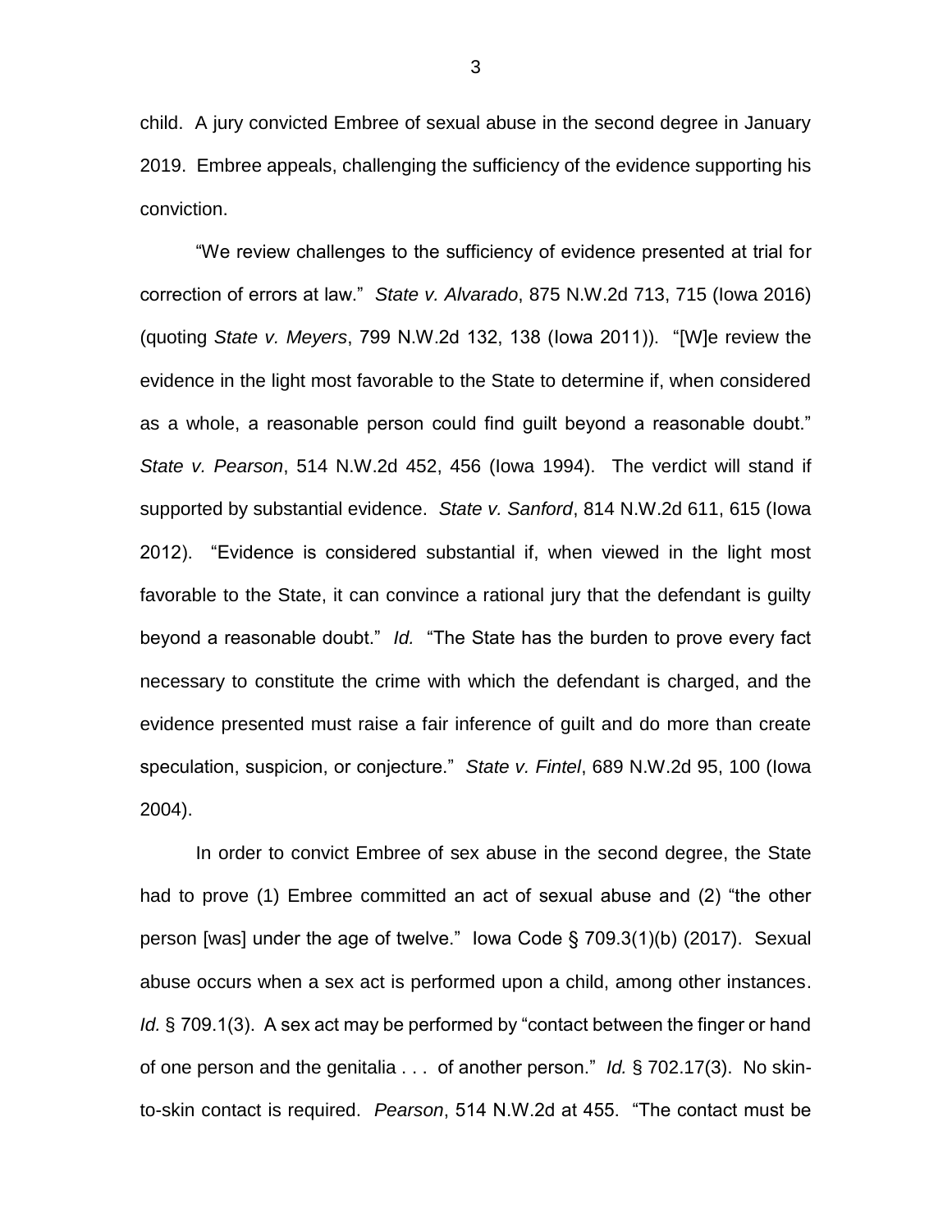child. A jury convicted Embree of sexual abuse in the second degree in January 2019. Embree appeals, challenging the sufficiency of the evidence supporting his conviction.

"We review challenges to the sufficiency of evidence presented at trial for correction of errors at law." *State v. Alvarado*, 875 N.W.2d 713, 715 (Iowa 2016) (quoting *State v. Meyers*, 799 N.W.2d 132, 138 (Iowa 2011)). "[W]e review the evidence in the light most favorable to the State to determine if, when considered as a whole, a reasonable person could find guilt beyond a reasonable doubt." *State v. Pearson*, 514 N.W.2d 452, 456 (Iowa 1994). The verdict will stand if supported by substantial evidence. *State v. Sanford*, 814 N.W.2d 611, 615 (Iowa 2012). "Evidence is considered substantial if, when viewed in the light most favorable to the State, it can convince a rational jury that the defendant is guilty beyond a reasonable doubt." *Id.* "The State has the burden to prove every fact necessary to constitute the crime with which the defendant is charged, and the evidence presented must raise a fair inference of guilt and do more than create speculation, suspicion, or conjecture." *State v. Fintel*, 689 N.W.2d 95, 100 (Iowa 2004).

In order to convict Embree of sex abuse in the second degree, the State had to prove (1) Embree committed an act of sexual abuse and (2) "the other person [was] under the age of twelve." Iowa Code § 709.3(1)(b) (2017). Sexual abuse occurs when a sex act is performed upon a child, among other instances. *Id.* § 709.1(3). A sex act may be performed by "contact between the finger or hand of one person and the genitalia . . . of another person." *Id.* § 702.17(3). No skin-to-skin contact is required. *Pearson*, 514 N.W.2d at 455. "The contact must be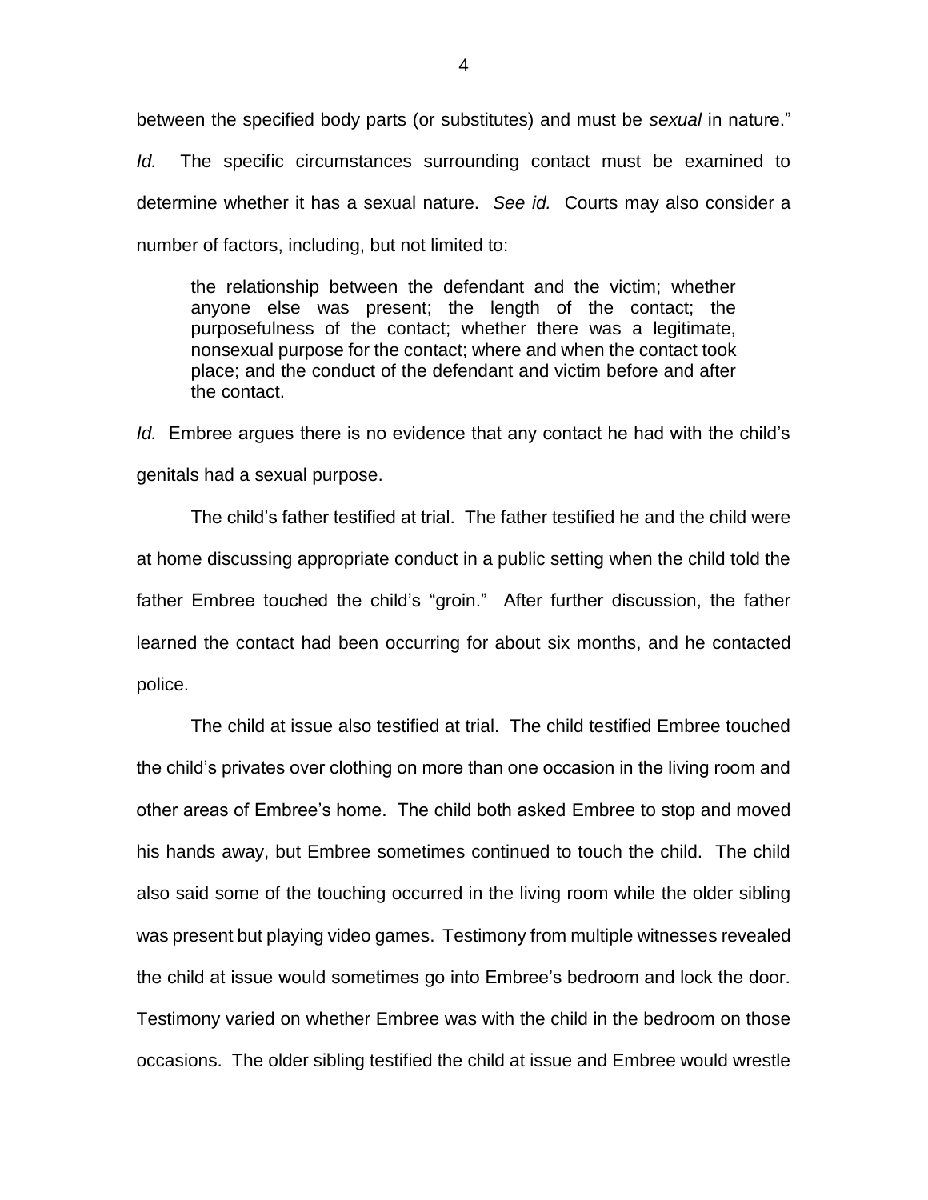between the specified body parts (or substitutes) and must be *sexual* in nature." *Id.* The specific circumstances surrounding contact must be examined to determine whether it has a sexual nature. *See id.* Courts may also consider a number of factors, including, but not limited to:

> the relationship between the defendant and the victim; whether anyone else was present; the length of the contact; the purposefulness of the contact; whether there was a legitimate, nonsexual purpose for the contact; where and when the contact took place; and the conduct of the defendant and victim before and after the contact.

*Id.* Embree argues there is no evidence that any contact he had with the child's genitals had a sexual purpose.

The child's father testified at trial. The father testified he and the child were at home discussing appropriate conduct in a public setting when the child told the father Embree touched the child's "groin." After further discussion, the father learned the contact had been occurring for about six months, and he contacted police.

The child at issue also testified at trial. The child testified Embree touched the child's privates over clothing on more than one occasion in the living room and other areas of Embree's home. The child both asked Embree to stop and moved his hands away, but Embree sometimes continued to touch the child. The child also said some of the touching occurred in the living room while the older sibling was present but playing video games. Testimony from multiple witnesses revealed the child at issue would sometimes go into Embree's bedroom and lock the door. Testimony varied on whether Embree was with the child in the bedroom on those occasions. The older sibling testified the child at issue and Embree would wrestle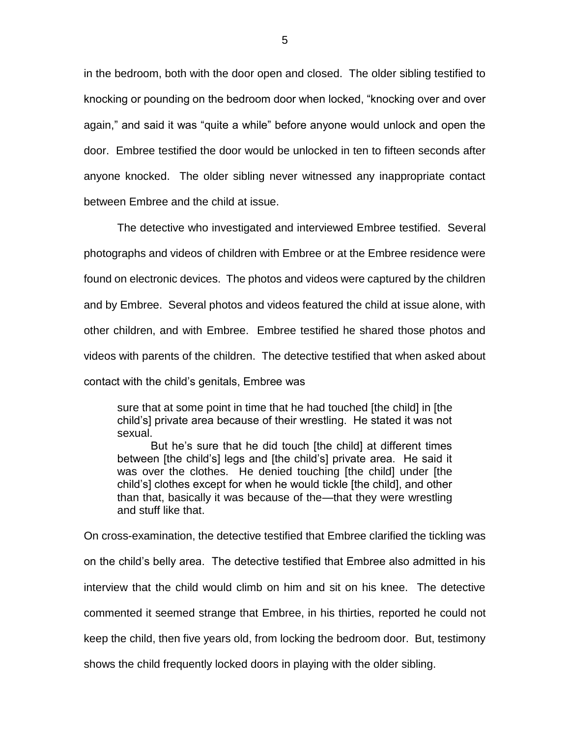in the bedroom, both with the door open and closed. The older sibling testified to knocking or pounding on the bedroom door when locked, "knocking over and over again," and said it was "quite a while" before anyone would unlock and open the door. Embree testified the door would be unlocked in ten to fifteen seconds after anyone knocked. The older sibling never witnessed any inappropriate contact between Embree and the child at issue.

The detective who investigated and interviewed Embree testified. Several photographs and videos of children with Embree or at the Embree residence were found on electronic devices. The photos and videos were captured by the children and by Embree. Several photos and videos featured the child at issue alone, with other children, and with Embree. Embree testified he shared those photos and videos with parents of the children. The detective testified that when asked about contact with the child's genitals, Embree was

> sure that at some point in time that he had touched [the child] in [the child's] private area because of their wrestling. He stated it was not sexual.
>
> But he's sure that he did touch [the child] at different times between [the child's] legs and [the child's] private area. He said it was over the clothes. He denied touching [the child] under [the child's] clothes except for when he would tickle [the child], and other than that, basically it was because of the—that they were wrestling and stuff like that.

On cross-examination, the detective testified that Embree clarified the tickling was on the child's belly area. The detective testified that Embree also admitted in his interview that the child would climb on him and sit on his knee. The detective commented it seemed strange that Embree, in his thirties, reported he could not keep the child, then five years old, from locking the bedroom door. But, testimony shows the child frequently locked doors in playing with the older sibling.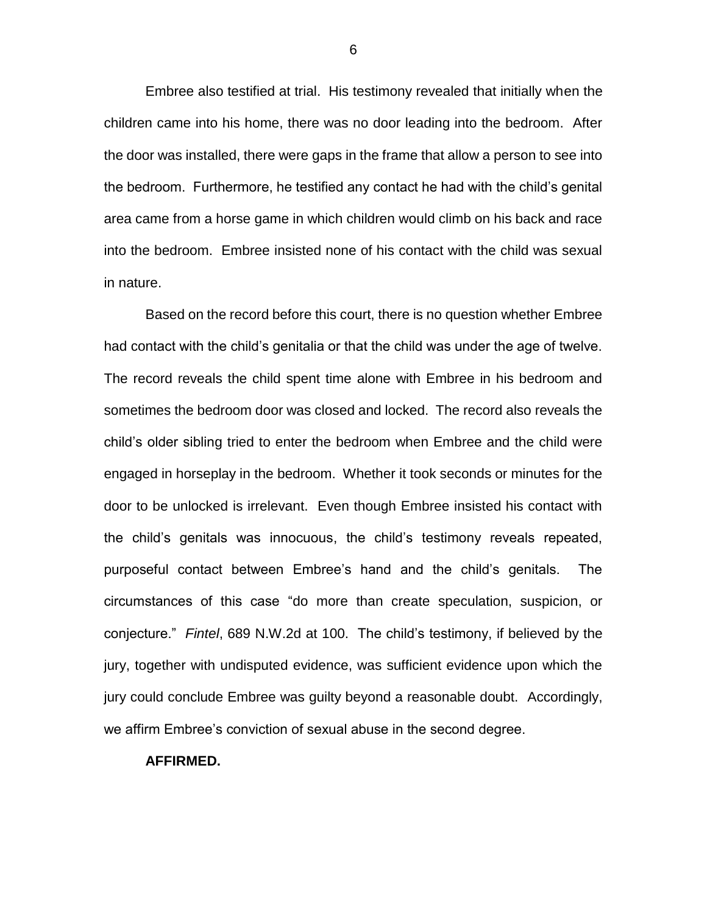Embree also testified at trial. His testimony revealed that initially when the children came into his home, there was no door leading into the bedroom. After the door was installed, there were gaps in the frame that allow a person to see into the bedroom. Furthermore, he testified any contact he had with the child's genital area came from a horse game in which children would climb on his back and race into the bedroom. Embree insisted none of his contact with the child was sexual in nature.

Based on the record before this court, there is no question whether Embree had contact with the child's genitalia or that the child was under the age of twelve. The record reveals the child spent time alone with Embree in his bedroom and sometimes the bedroom door was closed and locked. The record also reveals the child's older sibling tried to enter the bedroom when Embree and the child were engaged in horseplay in the bedroom. Whether it took seconds or minutes for the door to be unlocked is irrelevant. Even though Embree insisted his contact with the child's genitals was innocuous, the child's testimony reveals repeated, purposeful contact between Embree's hand and the child's genitals. The circumstances of this case "do more than create speculation, suspicion, or conjecture." *Fintel*, 689 N.W.2d at 100. The child's testimony, if believed by the jury, together with undisputed evidence, was sufficient evidence upon which the jury could conclude Embree was guilty beyond a reasonable doubt. Accordingly, we affirm Embree's conviction of sexual abuse in the second degree.

**AFFIRMED.**